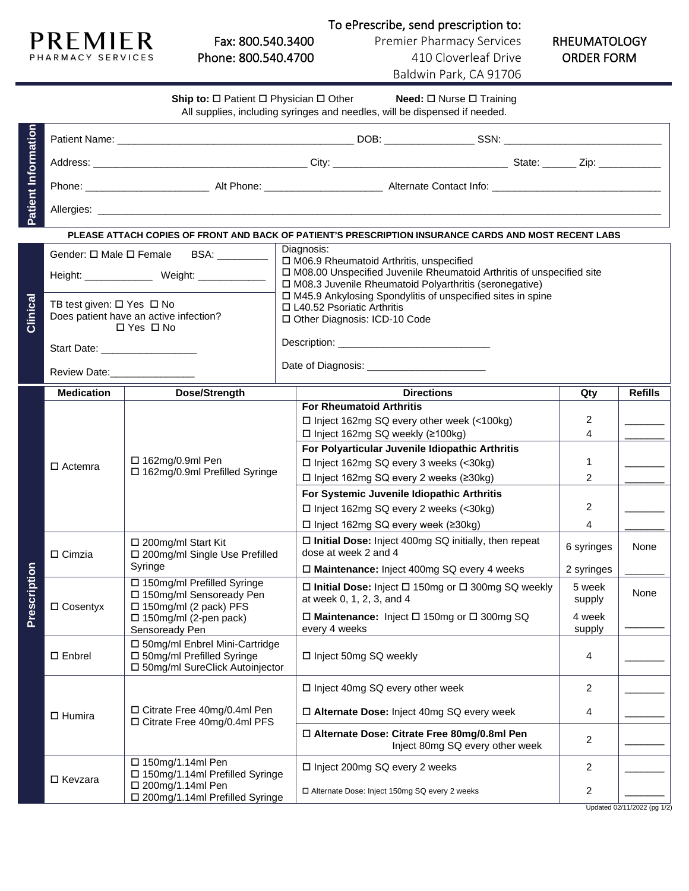**PREMIER**
PHARMACY SERVICES

Fax: 800.540.3400
Phone: 800.540.4700

To ePrescribe, send prescription to:
Premier Pharmacy Services
410 Cloverleaf Drive
Baldwin Park, CA 91706

# RHEUMATOLOGY ORDER FORM

**Ship to:** ☐ Patient ☐ Physician ☐ Other **Need:** ☐ Nurse ☐ Training
All supplies, including syringes and needles, will be dispensed if needed.

## Patient Information

Patient Name: ____________________________ DOB: ______________ SSN: ______________________

Address: ______________________________ City: ______________________ State: ______ Zip: __________

Phone: __________________ Alt Phone: __________________ Alternate Contact Info: ______________________

Allergies: ______________________________________________________________________________

**PLEASE ATTACH COPIES OF FRONT AND BACK OF PATIENT'S PRESCRIPTION INSURANCE CARDS AND MOST RECENT LABS**

## Clinical

Gender: ☐ Male ☐ Female BSA: _________

Height: ____________ Weight: ____________

TB test given: ☐ Yes ☐ No
Does patient have an active infection? ☐ Yes ☐ No

Start Date: _________________

Review Date: _______________

Diagnosis:
☐ M06.9 Rheumatoid Arthritis, unspecified
☐ M08.00 Unspecified Juvenile Rheumatoid Arthritis of unspecified site
☐ M08.3 Juvenile Rheumatoid Polyarthritis (seronegative)
☐ M45.9 Ankylosing Spondylitis of unspecified sites in spine
☐ L40.52 Psoriatic Arthritis
☐ Other Diagnosis: ICD-10 Code

Description: ___________________________

Date of Diagnosis: _____________________

## Prescription

| Medication | Dose/Strength | Directions | Qty | Refills |
|---|---|---|---|---|
| ☐ Actemra | ☐ 162mg/0.9ml Pen<br>☐ 162mg/0.9ml Prefilled Syringe | **For Rheumatoid Arthritis** | | |
| | | ☐ Inject 162mg SQ every other week (<100kg) | 2 | _______ |
| | | ☐ Inject 162mg SQ weekly (≥100kg) | 4 | _______ |
| | | **For Polyarticular Juvenile Idiopathic Arthritis** | | |
| | | ☐ Inject 162mg SQ every 3 weeks (<30kg) | 1 | _______ |
| | | ☐ Inject 162mg SQ every 2 weeks (≥30kg) | 2 | _______ |
| | | **For Systemic Juvenile Idiopathic Arthritis** | | |
| | | ☐ Inject 162mg SQ every 2 weeks (<30kg) | 2 | _______ |
| | | ☐ Inject 162mg SQ every week (≥30kg) | 4 | _______ |
| ☐ Cimzia | ☐ 200mg/ml Start Kit<br>☐ 200mg/ml Single Use Prefilled Syringe | ☐ **Initial Dose:** Inject 400mg SQ initially, then repeat dose at week 2 and 4 | 6 syringes | None |
| | | ☐ **Maintenance:** Inject 400mg SQ every 4 weeks | 2 syringes | _______ |
| ☐ Cosentyx | ☐ 150mg/ml Prefilled Syringe<br>☐ 150mg/ml Sensoready Pen<br>☐ 150mg/ml (2 pack) PFS<br>☐ 150mg/ml (2-pen pack) Sensoready Pen | ☐ **Initial Dose:** Inject ☐ 150mg or ☐ 300mg SQ weekly at week 0, 1, 2, 3, and 4 | 5 week supply | None |
| | | ☐ **Maintenance:** Inject ☐ 150mg or ☐ 300mg SQ every 4 weeks | 4 week supply | _______ |
| ☐ Enbrel | ☐ 50mg/ml Enbrel Mini-Cartridge<br>☐ 50mg/ml Prefilled Syringe<br>☐ 50mg/ml SureClick Autoinjector | ☐ Inject 50mg SQ weekly | 4 | _______ |
| ☐ Humira | ☐ Citrate Free 40mg/0.4ml Pen<br>☐ Citrate Free 40mg/0.4ml PFS | ☐ Inject 40mg SQ every other week | 2 | _______ |
| | | ☐ **Alternate Dose:** Inject 40mg SQ every week | 4 | _______ |
| | | ☐ **Alternate Dose: Citrate Free 80mg/0.8ml Pen** Inject 80mg SQ every other week | 2 | _______ |
| ☐ Kevzara | ☐ 150mg/1.14ml Pen<br>☐ 150mg/1.14ml Prefilled Syringe<br>☐ 200mg/1.14ml Pen<br>☐ 200mg/1.14ml Prefilled Syringe | ☐ Inject 200mg SQ every 2 weeks | 2 | _______ |
| | | ☐ Alternate Dose: Inject 150mg SQ every 2 weeks | 2 | _______ |

Updated 02/11/2022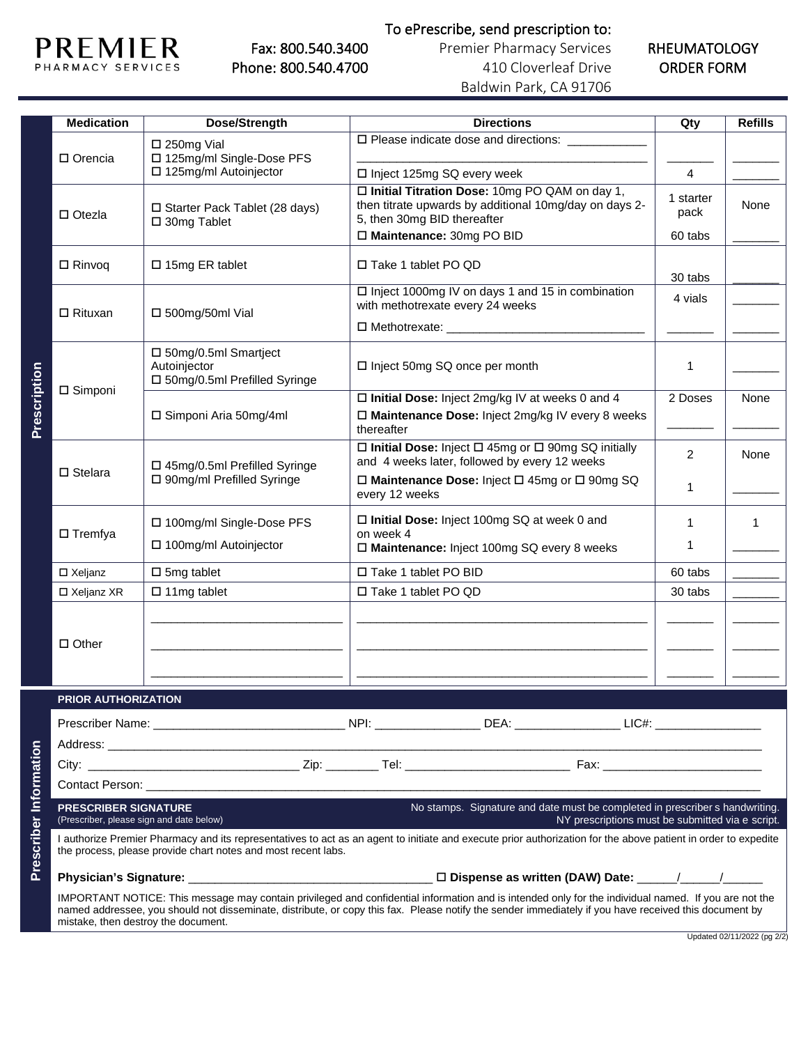PREMIER
PHARMACY SERVICES

Fax: 800.540.3400
Phone: 800.540.4700

To ePrescribe, send prescription to:
Premier Pharmacy Services
410 Cloverleaf Drive
Baldwin Park, CA 91706

RHEUMATOLOGY ORDER FORM

## Prescription

| Medication | Dose/Strength | Directions | Qty | Refills |
|---|---|---|---|---|
| ☐ Orencia | ☐ 250mg Vial<br>☐ 125mg/ml Single-Dose PFS<br>☐ 125mg/ml Autoinjector | ☐ Please indicate dose and directions: ____________ ____________________________________________ | _______ | _______ |
| | | ☐ Inject 125mg SQ every week | 4 | _______ |
| ☐ Otezla | ☐ Starter Pack Tablet (28 days)<br>☐ 30mg Tablet | ☐ **Initial Titration Dose:** 10mg PO QAM on day 1, then titrate upwards by additional 10mg/day on days 2-5, then 30mg BID thereafter | 1 starter pack | None |
| | | ☐ **Maintenance:** 30mg PO BID | 60 tabs | _______ |
| ☐ Rinvoq | ☐ 15mg ER tablet | ☐ Take 1 tablet PO QD | 30 tabs | _______ |
| ☐ Rituxan | ☐ 500mg/50ml Vial | ☐ Inject 1000mg IV on days 1 and 15 in combination with methotrexate every 24 weeks | 4 vials | _______ |
| | | ☐ Methotrexate: ______________________________ | _______ | _______ |
| ☐ Simponi | ☐ 50mg/0.5ml Smartject Autoinjector<br>☐ 50mg/0.5ml Prefilled Syringe | ☐ Inject 50mg SQ once per month | 1 | _______ |
| | ☐ Simponi Aria 50mg/4ml | ☐ **Initial Dose:** Inject 2mg/kg IV at weeks 0 and 4 | 2 Doses | None |
| | | ☐ **Maintenance Dose:** Inject 2mg/kg IV every 8 weeks thereafter | _______ | _______ |
| ☐ Stelara | ☐ 45mg/0.5ml Prefilled Syringe<br>☐ 90mg/ml Prefilled Syringe | ☐ **Initial Dose:** Inject ☐ 45mg or ☐ 90mg SQ initially and 4 weeks later, followed by every 12 weeks | 2 | None |
| | | ☐ **Maintenance Dose:** Inject ☐ 45mg or ☐ 90mg SQ every 12 weeks | 1 | _______ |
| ☐ Tremfya | ☐ 100mg/ml Single-Dose PFS<br>☐ 100mg/ml Autoinjector | ☐ **Initial Dose:** Inject 100mg SQ at week 0 and on week 4 | 1 | 1 |
| | | ☐ **Maintenance:** Inject 100mg SQ every 8 weeks | 1 | _______ |
| ☐ Xeljanz | ☐ 5mg tablet | ☐ Take 1 tablet PO BID | 60 tabs | _______ |
| ☐ Xeljanz XR | ☐ 11mg tablet | ☐ Take 1 tablet PO QD | 30 tabs | _______ |
| ☐ Other | ____________________________ | ____________________________________________ | _______ | _______ |
| | ____________________________ | ____________________________________________ | _______ | _______ |
| | ____________________________ | ____________________________________________ | _______ | _______ |

## Prescriber Information

**PRIOR AUTHORIZATION**

Prescriber Name: _____________________________ NPI: _______________ DEA: _______________ LIC#: ________________

Address: ______________________________________________________________________________________________

City: ________________________________ Zip: ________ Tel: ________________________ Fax: ________________________

Contact Person: _________________________________________________________________________________________

**PRESCRIBER SIGNATURE**
(Prescriber, please sign and date below)

No stamps. Signature and date must be completed in prescriber s handwriting. NY prescriptions must be submitted via e script.

I authorize Premier Pharmacy and its representatives to act as an agent to initiate and execute prior authorization for the above patient in order to expedite the process, please provide chart notes and most recent labs.

**Physician's Signature:** ____________________________________ ☐ **Dispense as written (DAW) Date:** ______/______/______

IMPORTANT NOTICE: This message may contain privileged and confidential information and is intended only for the individual named. If you are not the named addressee, you should not disseminate, distribute, or copy this fax. Please notify the sender immediately if you have received this document by mistake, then destroy the document.

Updated 02/11/2022 (pg 2/2)